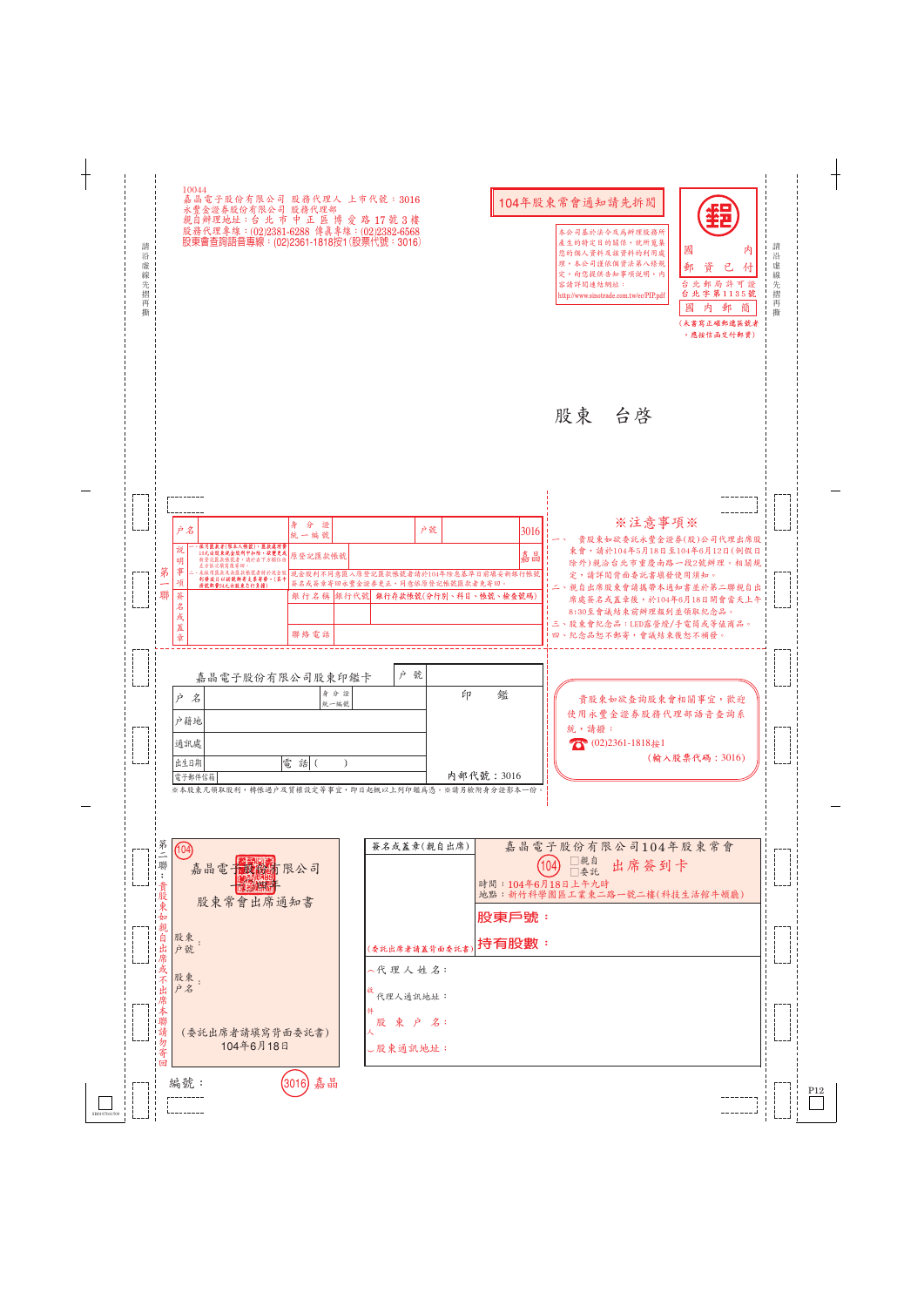10044
嘉晶電子股份有限公司 股務代理人 上市代號：3016
永豐金證券股份有限公司 股務代理部
親自辦理地址：台北市中正區博愛路17號3樓
股務代理專線：(02)2381-6288 傳真專線：(02)2382-6568
股東會查詢語音專線：(02)2361-1818按1(股票代號：3016)

**104年股東常會通知請先拆閱**

本公司基於法令及為辦理股務所產生的特定目的關係，就所蒐集您的個人資料及該資料的利用處理，本公司謹依個資法第八條規定，向您提供告知事項說明，內容請詳閱連結網址：http://www.sinotrade.com.tw/ec/PIP.pdf

國內郵資已付
台北郵局許可證
台北字第1135號
國內郵簡
(未書寫正確郵遞區號者，應按信函交付郵資)

股東　台啓

請沿虛線先摺再撕

---

**第一聯**

| 戶名 | | 身分證統一編號 | | 戶號 | 3016 |
|---|---|---|---|---|---|
| 說明事項 | 一、領取股東(限本人親領)，應提交股東股份證明文件知悉，變更或選本號自辦股務各項規定 二、本股股東不須簽名，請填寫收據... | 原登記匯款帳號 | | | 嘉晶 |
| | | 現金股利不同意匯入原登記匯款帳號者請於104年除息基準日前填妥新銀行帳號簽名或蓋章寄回永豐金證券更正，同意依原登記帳號匯款者免寄回。 | | | |
| 簽名或蓋章 | | 銀行名稱 | 銀行代號 | 銀行存款帳號(分行別、科目、帳號、檢查號碼) | |
| | | 聯絡電話 | | | |

**※注意事項※**

一、貴股東如欲委託永豐金證券(股)公司代理出席股東會，請於104年5月18日至104年6月12日(例假日除外)親洽台北市重慶南路一段2號辦理，相關規定，請詳閱背面委託書填發使用須知。
二、親自出席股東會請攜帶本通知書並於第二聯親自出席處簽名或蓋章後，於104年6月18日開會當天上午8:30至會議結束前辦理報到並領取紀念品。
三、股東會紀念品：LED露營燈/手電筒或等值商品。
四、紀念品恕不郵寄，會議結束後恕不補發。

---

**嘉晶電子股份有限公司股東印鑑卡**

| 戶號 | | | 印鑑 |
|---|---|---|---|
| 戶名 | | 身分證統一編號 | |
| 戶籍地 | | | |
| 通訊處 | | | |
| 出生日期 | | 電話 ( ) | |
| 電子郵件信箱 | | | 內部代號：3016 |

※本股東凡領取股利，轉帳過戶及質權設定等事宜，即日起概以上列印鑑為憑。※請另檢附身分證影本一份。

貴股東如欲查詢股東會相關事宜，歡迎使用永豐金證券股務代理部語音查詢系統，請撥：
☎ (02)2361-1818按1
(輸入股票代碼：3016)

---

**第二聯：貴股東如親自出席或不出席本聯請勿寄回**

(104)
嘉晶電子股份有限公司
股東常會出席通知書

股東戶號：

股東戶名：

(委託出席者請填寫背面委託書)
104年6月18日

| 簽名或蓋章(親自出席) | 嘉晶電子股份有限公司104年股東常會 (104) □親自 □委託 出席簽到卡 |
|---|---|
| | 時間：104年6月18日上午九時 地點：新竹科學園區工業東二路一號二樓(科技生活館牛頓廳) |
| | **股東戶號：** |
| (委託出席者請蓋背面委託書) | **持有股數：** |

(收件人)
代理人姓名：
代理人通訊地址：
股東戶名：
股東通訊地址：

編號：　　3016 嘉晶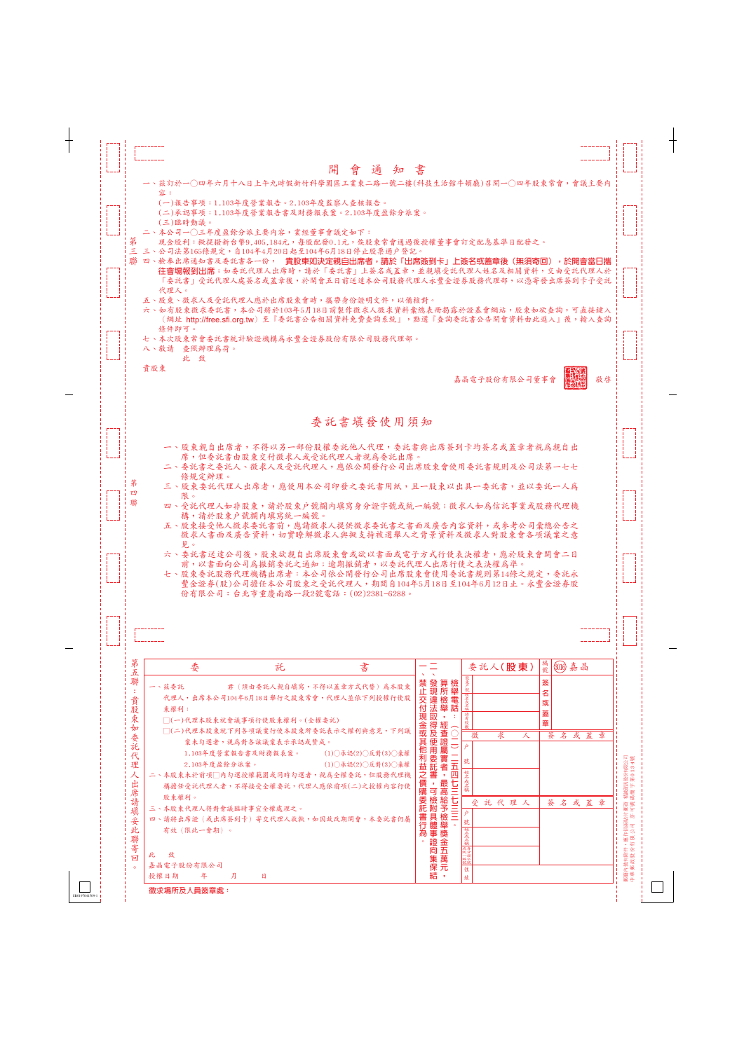# 開會通知書

一、茲訂於一〇四年六月十八日上午九時假新竹科學園區工業東二路一號二樓(科技生活館牛頓廳)召開一〇四年股東常會，會議主要內容：

(一)報告事項：1.103年度營業報告。2.103年度監察人查核報告。

(二)承認事項：1.103年度營業報告書及財務報表案。2.103年度盈餘分派案。

(三)臨時動議。

二、本公司一〇三年度盈餘分派主要內容，業經董事會議定如下：

現金股利：擬提撥新台幣9,405,184元，每股配發0.1元，俟股東常會通過後授權董事會訂定配息基準日配發之。

第三聯

三、公司法第165條規定，自104年4月20日起至104年6月18日停止股票過戶登記。

四、檢奉出席通知書及委託書各一份，**貴股東如決定親自出席者，請於「出席簽到卡」上簽名或蓋章(無須寄回)，於開會當日攜往會場報到出席**；如委託代理人出席時，請於「委託書」上簽名或蓋章，並親填受託代理人姓名及相關資料，交由受託代理人於「委託書」受託代理人處簽名或蓋章後，於開會五日前送達本公司股務代理部，以憑寄發出席簽到卡予受託代理人。

五、股東、徵求人及受託代理人應於出席股東會時，攜帶身份證明文件，以備核對。

六、如有股東徵求委託書，本公司將於103年5月18日前製作徵求人徵求資料彙總表冊揭露於證基會網站，股東如欲查詢，可直接鍵入(網址 http://free.sfi.org.tw)至『委託書公告相關資料免費查詢系統』，點選『查詢委託書公告開會資料由此進入』後，輸入查詢條件即可。

七、本次股東常會委託書統計驗證機構為永豐金證券股份有限公司股務代理部。

八、敬請 查照辦理為荷。

此 致

貴股東

嘉晶電子股份有限公司董事會 敬啟

# 委託書填發使用須知

第四聯

一、股東親自出席者，不得以另一部份股權委託他人代理，委託書與出席簽到卡均簽名或蓋章者視為親自出席，但委託書由股東交付徵求人或受託代理人者視為委託出席。

二、委託書之委託人、徵求人及受託代理人，應依公開發行公司出席股東會使用委託書規則及公司法第一七七條規定辦理。

三、股東委託代理人出席者，應使用本公司印發之委託書用紙，且一股東以出具一委託書，並以委託一人為限。

四、受託代理人如非股東，請於股東戶號欄內填寫身分證字號或統一編號；徵求人如為信託事業或股務代理機構，請於股東戶號欄內填寫統一編號。

五、股東接受他人徵求委託書前，應請徵求人提供徵求委託書之書面及廣告內容資料，或參考公司彙總公告之徵求人書面及廣告資料，切實瞭解徵求人與擬支持被選舉人之背景資料及徵求人對股東會各項議案之意見。

六、委託書送達公司後，股東欲親自出席股東會或欲以書面或電子方式行使表決權者，應於股東會開會二日前，以書面向公司為撤銷委託之通知；逾期撤銷者，以委託代理人出席行使之表決權為準。

七、股東委託股務代理機構出席者：本公司依公開發行公司出席股東會使用委託書規則第14條之規定，委託永豐金證券(股)公司擔任本公司股東之受託代理人，期間自104年5月18日至104年6月12日止。永豐金證券股份有限公司：台北市重慶南路一段2號電話：(02)2381-6288。

第五聯：貴股東如委託代理人出席請填妥此聯寄回。

# 委託書

一、茲委託　　　　君(須由委託人親自填寫，不得以蓋章方式代替)為本股東代理人，出席本公司104年6月18日舉行之股東常會，代理人並依下列授權行使股東權利：

□(一)代理本股東就會議事項行使股東權利。(全權委託)

□(二)代理本股東就下列各項議案行使本股東所委託表示之權利與意見，下列議案未勾選者，視為對各該議案表示承認或贊成。

1.103年度營業報告書及財務報表案。　(1)〇承認(2)〇反對(3)〇棄權

2.103年度盈餘分派案。　(1)〇承認(2)〇反對(3)〇棄權

二、本股東未於前項□內勾選授權範圍或同時勾選者，視為全權委託，但股務代理機構擔任受託代理人者，不得接受全權委託，代理人應依前項(二)之授權內容行使股東權利。

三、本股東代理人得對會議臨時事宜全權處理之。

四、請將出席證(或出席簽到卡)寄交代理人收執，如因故改期開會，本委託書仍屬有效(限此一會期)。

此 致

嘉晶電子股份有限公司

授權日期　　年　　月　　日

徵求場所及人員簽章處：

一、禁止交付現金或其他利益之價購委託書行為。

二、發現違法取得及使用委託書，經查證屬實者，最高給予檢舉獎金五萬元，檢舉電話：(〇二)二五四七三三三三。檢舉所附具體事證向集保結算所檢舉。

| 委託人(股東) | 編號 | 3016 嘉晶 |
|---|---|---|
| 股東戶號 | | 簽名或蓋章 |
| 股東名稱 | | |
| 持有股數 | | |
| **徵求人** | | **簽名或蓋章** |
| 戶號 | | |
| 姓名或名稱 | | |
| **受託代理人** | | **簽名或蓋章** |
| 戶號 | | |
| 姓名或名稱 | | |
| 身分證或統一編號 | | |
| 住址 | | |